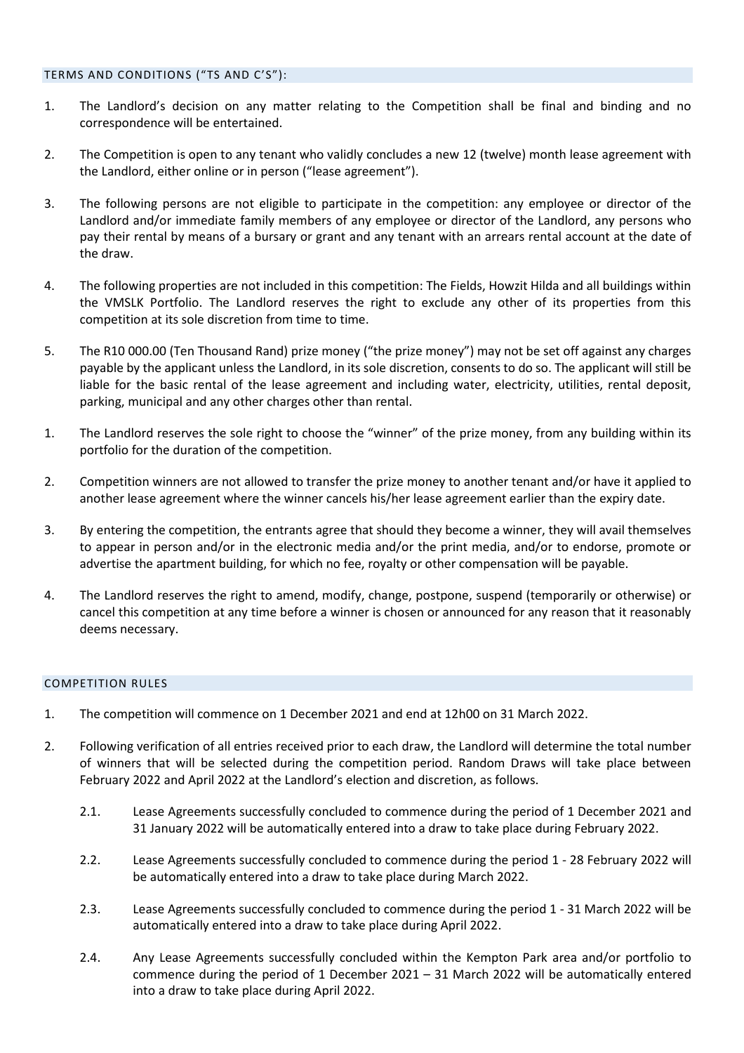## TERMS AND CONDITIONS ("TS AND C'S"):

1. The Landlord's decision on any matter relating to the Competition shall be final and binding and no correspondence will be entertained.
2. The Competition is open to any tenant who validly concludes a new 12 (twelve) month lease agreement with the Landlord, either online or in person ("lease agreement").
3. The following persons are not eligible to participate in the competition: any employee or director of the Landlord and/or immediate family members of any employee or director of the Landlord, any persons who pay their rental by means of a bursary or grant and any tenant with an arrears rental account at the date of the draw.
4. The following properties are not included in this competition: The Fields, Howzit Hilda and all buildings within the VMSLK Portfolio. The Landlord reserves the right to exclude any other of its properties from this competition at its sole discretion from time to time.
5. The R10 000.00 (Ten Thousand Rand) prize money ("the prize money") may not be set off against any charges payable by the applicant unless the Landlord, in its sole discretion, consents to do so. The applicant will still be liable for the basic rental of the lease agreement and including water, electricity, utilities, rental deposit, parking, municipal and any other charges other than rental.

1. The Landlord reserves the sole right to choose the "winner" of the prize money, from any building within its portfolio for the duration of the competition.
2. Competition winners are not allowed to transfer the prize money to another tenant and/or have it applied to another lease agreement where the winner cancels his/her lease agreement earlier than the expiry date.
3. By entering the competition, the entrants agree that should they become a winner, they will avail themselves to appear in person and/or in the electronic media and/or the print media, and/or to endorse, promote or advertise the apartment building, for which no fee, royalty or other compensation will be payable.
4. The Landlord reserves the right to amend, modify, change, postpone, suspend (temporarily or otherwise) or cancel this competition at any time before a winner is chosen or announced for any reason that it reasonably deems necessary.

## COMPETITION RULES

1. The competition will commence on 1 December 2021 and end at 12h00 on 31 March 2022.
2. Following verification of all entries received prior to each draw, the Landlord will determine the total number of winners that will be selected during the competition period. Random Draws will take place between February 2022 and April 2022 at the Landlord's election and discretion, as follows.
   - 2.1. Lease Agreements successfully concluded to commence during the period of 1 December 2021 and 31 January 2022 will be automatically entered into a draw to take place during February 2022.
   - 2.2. Lease Agreements successfully concluded to commence during the period 1 - 28 February 2022 will be automatically entered into a draw to take place during March 2022.
   - 2.3. Lease Agreements successfully concluded to commence during the period 1 - 31 March 2022 will be automatically entered into a draw to take place during April 2022.
   - 2.4. Any Lease Agreements successfully concluded within the Kempton Park area and/or portfolio to commence during the period of 1 December 2021 – 31 March 2022 will be automatically entered into a draw to take place during April 2022.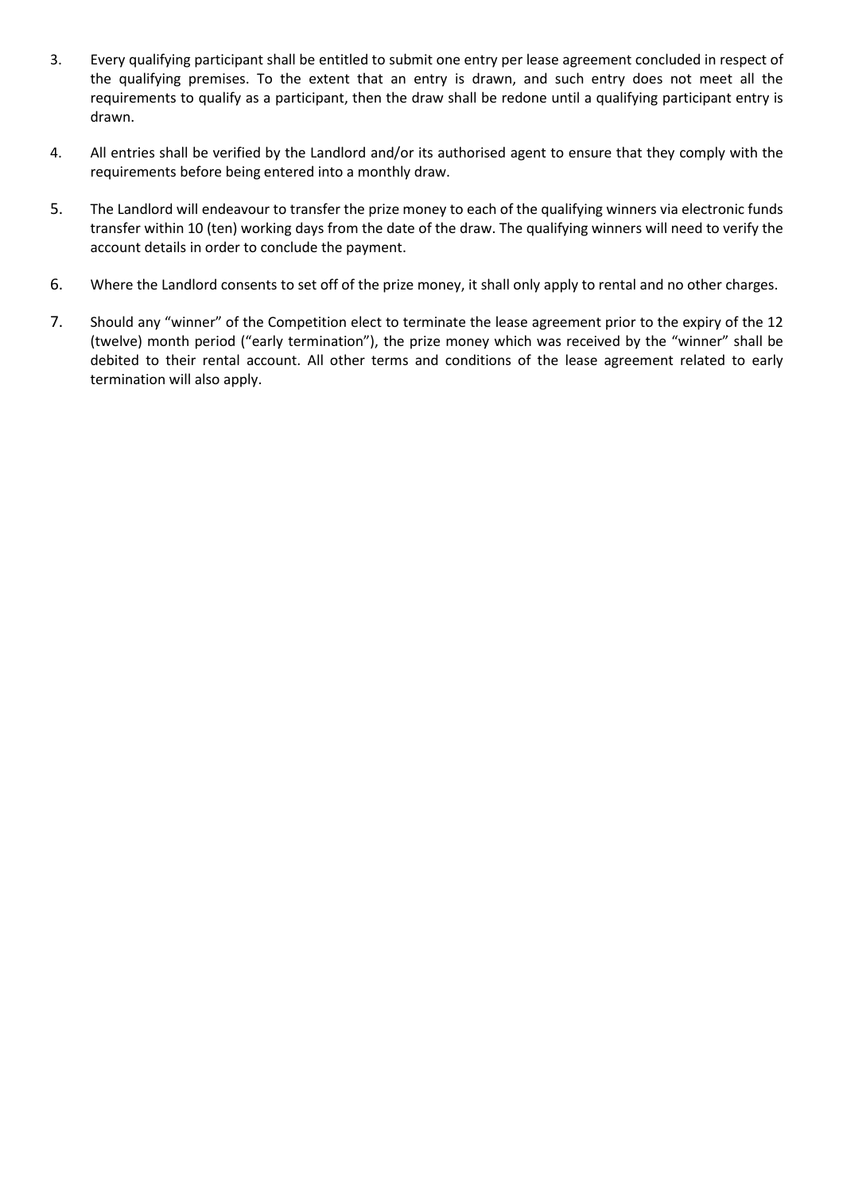3. Every qualifying participant shall be entitled to submit one entry per lease agreement concluded in respect of the qualifying premises. To the extent that an entry is drawn, and such entry does not meet all the requirements to qualify as a participant, then the draw shall be redone until a qualifying participant entry is drawn.

4. All entries shall be verified by the Landlord and/or its authorised agent to ensure that they comply with the requirements before being entered into a monthly draw.

5. The Landlord will endeavour to transfer the prize money to each of the qualifying winners via electronic funds transfer within 10 (ten) working days from the date of the draw. The qualifying winners will need to verify the account details in order to conclude the payment.

6. Where the Landlord consents to set off of the prize money, it shall only apply to rental and no other charges.

7. Should any "winner" of the Competition elect to terminate the lease agreement prior to the expiry of the 12 (twelve) month period ("early termination"), the prize money which was received by the "winner" shall be debited to their rental account. All other terms and conditions of the lease agreement related to early termination will also apply.